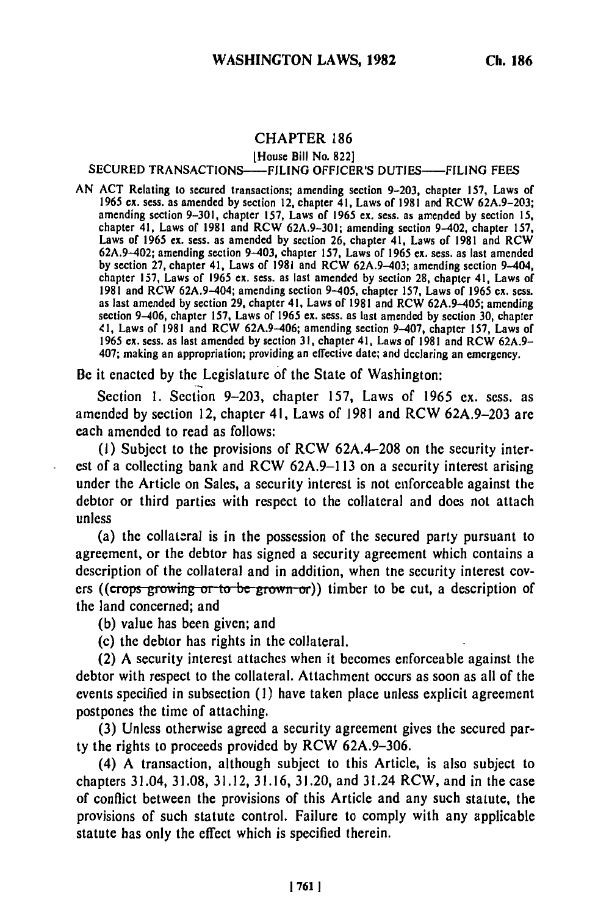# CHAPTER 186

[House Bill No. 822]

## SECURED TRANSACTIONS——FILING OFFICER'S DUTIES——FILING FEES

AN ACT Relating to secured transactions; amending section 9-203, chapter 157, Laws of 1965 ex. sess. as amended by section 12, chapter 41, Laws of 1981 and RCW 62A.9-203; amending section 9-301, chapter 157, Laws of 1965 ex. sess. as amended by section 15, chapter 41, Laws of 1981 and RCW 62A.9-301; amending section 9-402, chapter 157, Laws of 1965 ex. sess. as amended by section 26, chapter 41, Laws of 1981 and RCW 62A.9-402; amending section 9-403, chapter 157, Laws of 1965 ex. sess. as last amended by section 27, chapter 41, Laws of 1981 and RCW 62A.9-403; amending section 9-404, chapter 157, Laws of 1965 ex. sess. as last amended by section 28, chapter 41, Laws of 1981 and RCW 62A.9-404; amending section 9-405, chapter 157, Laws of 1965 ex. sess. as last amended by section 29, chapter 41, Laws of 1981 and RCW 62A.9-405; amending section 9-406, chapter 157, Laws of 1965 ex. sess. as last amended by section 30, chapter 41, Laws of 1981 and RCW 62A.9-406; amending section 9-407, chapter 157, Laws of 1965 ex. sess. as last amended by section 31, chapter 41, Laws of 1981 and RCW 62A.9-407; making an appropriation; providing an effective date; and declaring an emergency.

Be it enacted by the Legislature of the State of Washington:

Section 1. Section 9-203, chapter 157, Laws of 1965 ex. sess. as amended by section 12, chapter 41, Laws of 1981 and RCW 62A.9-203 are each amended to read as follows:

(1) Subject to the provisions of RCW 62A.4-208 on the security interest of a collecting bank and RCW 62A.9-113 on a security interest arising under the Article on Sales, a security interest is not enforceable against the debtor or third parties with respect to the collateral and does not attach unless

(a) the collateral is in the possession of the secured party pursuant to agreement, or the debtor has signed a security agreement which contains a description of the collateral and in addition, when the security interest covers ((~~crops growing or to be grown or~~)) timber to be cut, a description of the land concerned; and

(b) value has been given; and

(c) the debtor has rights in the collateral.

(2) A security interest attaches when it becomes enforceable against the debtor with respect to the collateral. Attachment occurs as soon as all of the events specified in subsection (1) have taken place unless explicit agreement postpones the time of attaching.

(3) Unless otherwise agreed a security agreement gives the secured party the rights to proceeds provided by RCW 62A.9-306.

(4) A transaction, although subject to this Article, is also subject to chapters 31.04, 31.08, 31.12, 31.16, 31.20, and 31.24 RCW, and in the case of conflict between the provisions of this Article and any such statute, the provisions of such statute control. Failure to comply with any applicable statute has only the effect which is specified therein.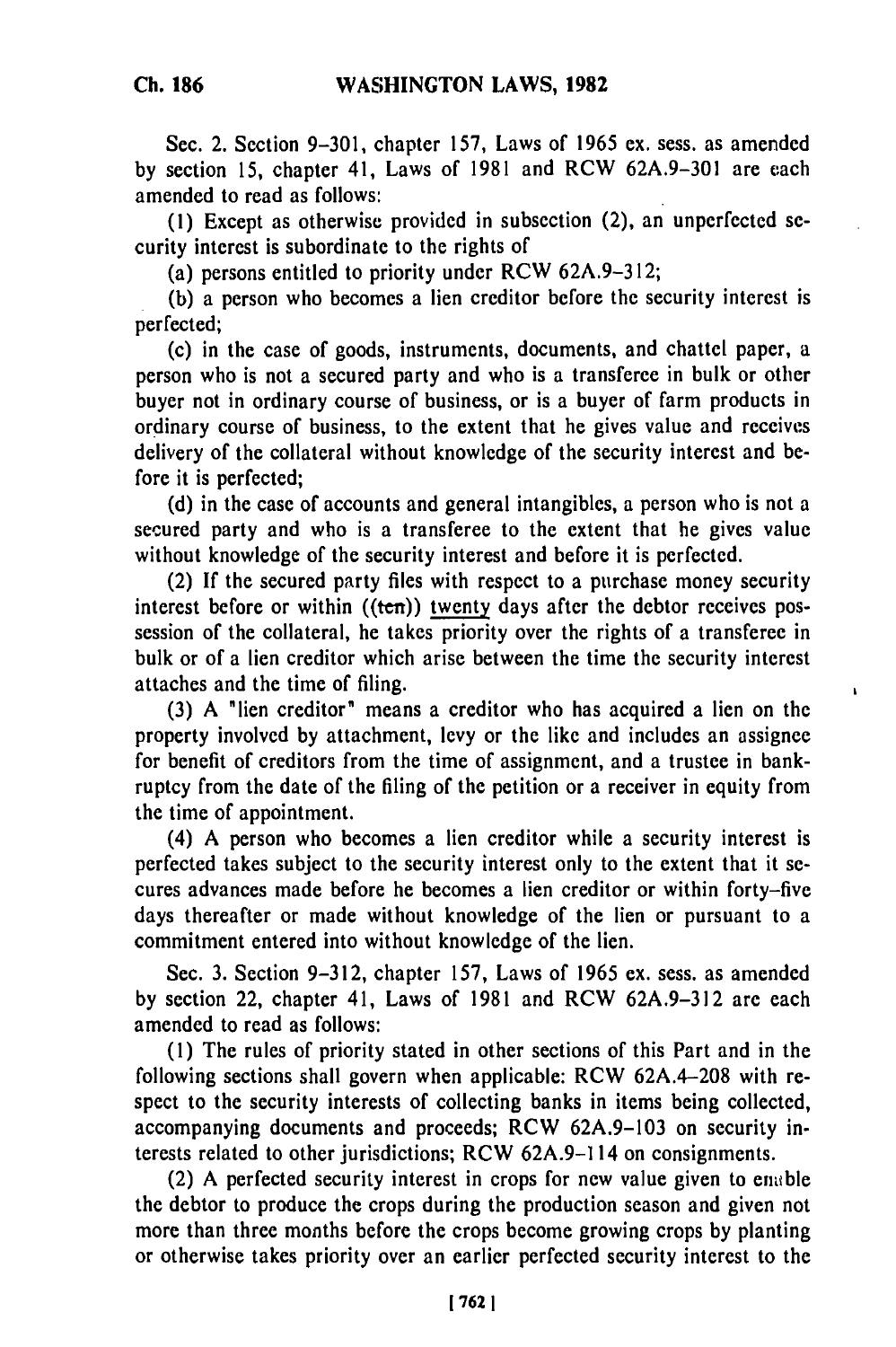Sec. 2. Section 9-301, chapter 157, Laws of 1965 ex. sess. as amended by section 15, chapter 41, Laws of 1981 and RCW 62A.9-301 are each amended to read as follows:

(1) Except as otherwise provided in subsection (2), an unperfected security interest is subordinate to the rights of

(a) persons entitled to priority under RCW 62A.9-312;

(b) a person who becomes a lien creditor before the security interest is perfected;

(c) in the case of goods, instruments, documents, and chattel paper, a person who is not a secured party and who is a transferee in bulk or other buyer not in ordinary course of business, or is a buyer of farm products in ordinary course of business, to the extent that he gives value and receives delivery of the collateral without knowledge of the security interest and before it is perfected;

(d) in the case of accounts and general intangibles, a person who is not a secured party and who is a transferee to the extent that he gives value without knowledge of the security interest and before it is perfected.

(2) If the secured party files with respect to a purchase money security interest before or within ((~~ten~~)) <u>twenty</u> days after the debtor receives possession of the collateral, he takes priority over the rights of a transferee in bulk or of a lien creditor which arise between the time the security interest attaches and the time of filing.

(3) A "lien creditor" means a creditor who has acquired a lien on the property involved by attachment, levy or the like and includes an assignee for benefit of creditors from the time of assignment, and a trustee in bankruptcy from the date of the filing of the petition or a receiver in equity from the time of appointment.

(4) A person who becomes a lien creditor while a security interest is perfected takes subject to the security interest only to the extent that it secures advances made before he becomes a lien creditor or within forty-five days thereafter or made without knowledge of the lien or pursuant to a commitment entered into without knowledge of the lien.

Sec. 3. Section 9-312, chapter 157, Laws of 1965 ex. sess. as amended by section 22, chapter 41, Laws of 1981 and RCW 62A.9-312 are each amended to read as follows:

(1) The rules of priority stated in other sections of this Part and in the following sections shall govern when applicable: RCW 62A.4-208 with respect to the security interests of collecting banks in items being collected, accompanying documents and proceeds; RCW 62A.9-103 on security interests related to other jurisdictions; RCW 62A.9-114 on consignments.

(2) A perfected security interest in crops for new value given to enable the debtor to produce the crops during the production season and given not more than three months before the crops become growing crops by planting or otherwise takes priority over an earlier perfected security interest to the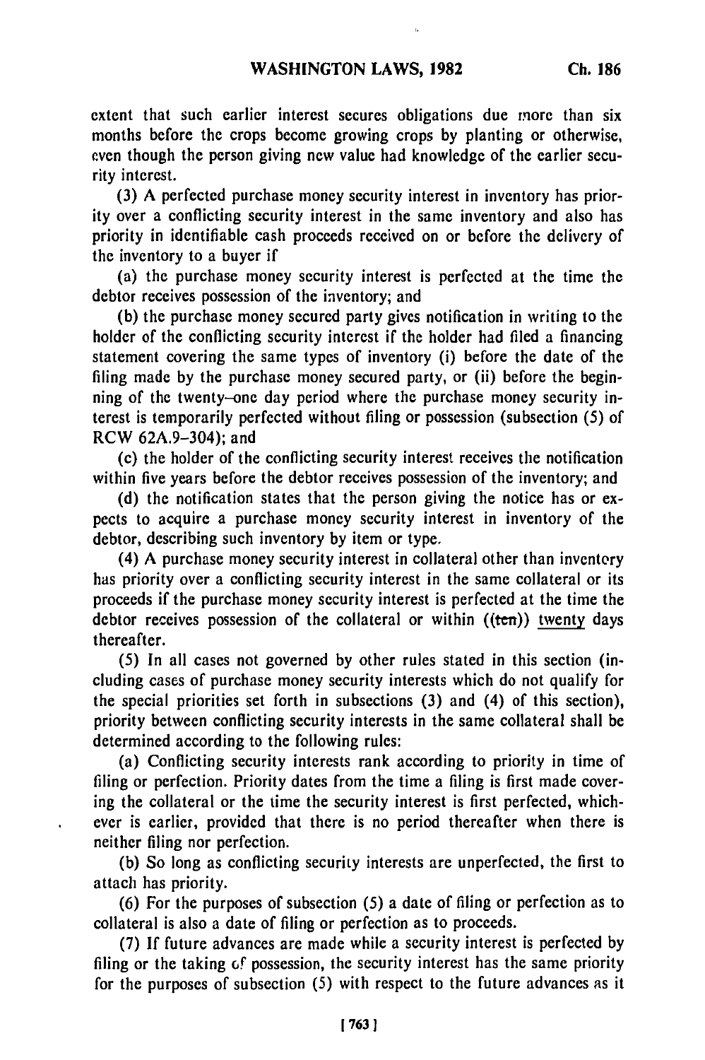extent that such earlier interest secures obligations due more than six months before the crops become growing crops by planting or otherwise, even though the person giving new value had knowledge of the earlier security interest.

(3) A perfected purchase money security interest in inventory has priority over a conflicting security interest in the same inventory and also has priority in identifiable cash proceeds received on or before the delivery of the inventory to a buyer if

(a) the purchase money security interest is perfected at the time the debtor receives possession of the inventory; and

(b) the purchase money secured party gives notification in writing to the holder of the conflicting security interest if the holder had filed a financing statement covering the same types of inventory (i) before the date of the filing made by the purchase money secured party, or (ii) before the beginning of the twenty-one day period where the purchase money security interest is temporarily perfected without filing or possession (subsection (5) of RCW 62A.9-304); and

(c) the holder of the conflicting security interest receives the notification within five years before the debtor receives possession of the inventory; and

(d) the notification states that the person giving the notice has or expects to acquire a purchase money security interest in inventory of the debtor, describing such inventory by item or type.

(4) A purchase money security interest in collateral other than inventory has priority over a conflicting security interest in the same collateral or its proceeds if the purchase money security interest is perfected at the time the debtor receives possession of the collateral or within ((~~ten~~)) twenty days thereafter.

(5) In all cases not governed by other rules stated in this section (including cases of purchase money security interests which do not qualify for the special priorities set forth in subsections (3) and (4) of this section), priority between conflicting security interests in the same collateral shall be determined according to the following rules:

(a) Conflicting security interests rank according to priority in time of filing or perfection. Priority dates from the time a filing is first made covering the collateral or the time the security interest is first perfected, whichever is earlier, provided that there is no period thereafter when there is neither filing nor perfection.

(b) So long as conflicting security interests are unperfected, the first to attach has priority.

(6) For the purposes of subsection (5) a date of filing or perfection as to collateral is also a date of filing or perfection as to proceeds.

(7) If future advances are made while a security interest is perfected by filing or the taking of possession, the security interest has the same priority for the purposes of subsection (5) with respect to the future advances as it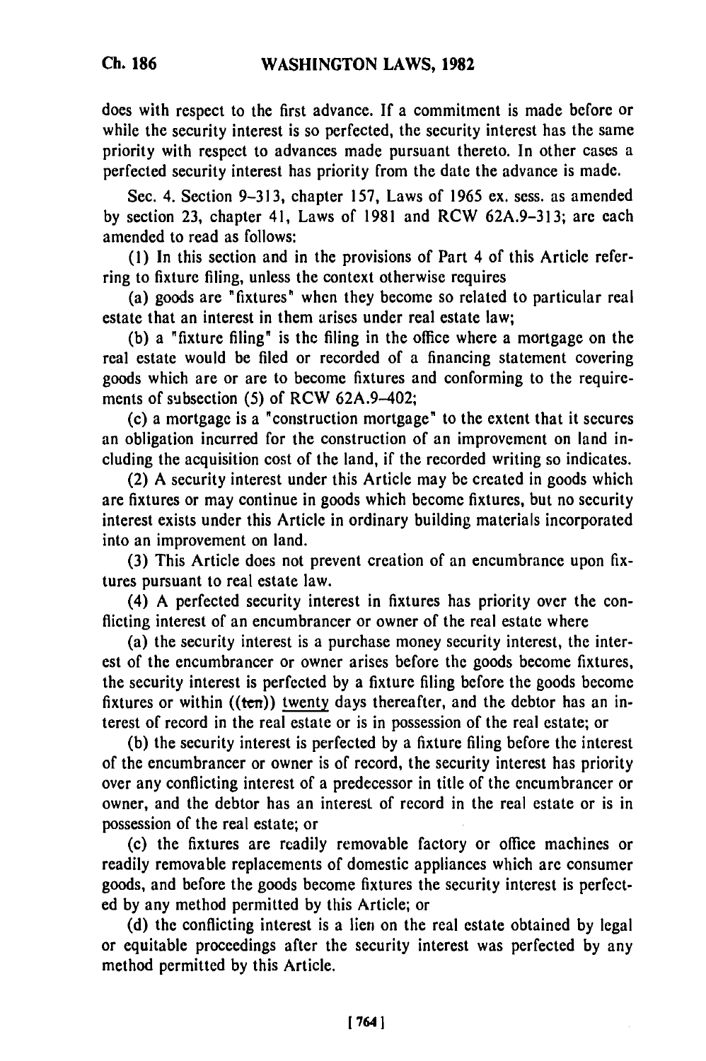does with respect to the first advance. If a commitment is made before or while the security interest is so perfected, the security interest has the same priority with respect to advances made pursuant thereto. In other cases a perfected security interest has priority from the date the advance is made.

Sec. 4. Section 9–313, chapter 157, Laws of 1965 ex. sess. as amended by section 23, chapter 41, Laws of 1981 and RCW 62A.9–313; are each amended to read as follows:

(1) In this section and in the provisions of Part 4 of this Article referring to fixture filing, unless the context otherwise requires

(a) goods are "fixtures" when they become so related to particular real estate that an interest in them arises under real estate law;

(b) a "fixture filing" is the filing in the office where a mortgage on the real estate would be filed or recorded of a financing statement covering goods which are or are to become fixtures and conforming to the requirements of subsection (5) of RCW 62A.9–402;

(c) a mortgage is a "construction mortgage" to the extent that it secures an obligation incurred for the construction of an improvement on land including the acquisition cost of the land, if the recorded writing so indicates.

(2) A security interest under this Article may be created in goods which are fixtures or may continue in goods which become fixtures, but no security interest exists under this Article in ordinary building materials incorporated into an improvement on land.

(3) This Article does not prevent creation of an encumbrance upon fixtures pursuant to real estate law.

(4) A perfected security interest in fixtures has priority over the conflicting interest of an encumbrancer or owner of the real estate where

(a) the security interest is a purchase money security interest, the interest of the encumbrancer or owner arises before the goods become fixtures, the security interest is perfected by a fixture filing before the goods become fixtures or within ((~~ten~~)) twenty days thereafter, and the debtor has an interest of record in the real estate or is in possession of the real estate; or

(b) the security interest is perfected by a fixture filing before the interest of the encumbrancer or owner is of record, the security interest has priority over any conflicting interest of a predecessor in title of the encumbrancer or owner, and the debtor has an interest of record in the real estate or is in possession of the real estate; or

(c) the fixtures are readily removable factory or office machines or readily removable replacements of domestic appliances which are consumer goods, and before the goods become fixtures the security interest is perfected by any method permitted by this Article; or

(d) the conflicting interest is a lien on the real estate obtained by legal or equitable proceedings after the security interest was perfected by any method permitted by this Article.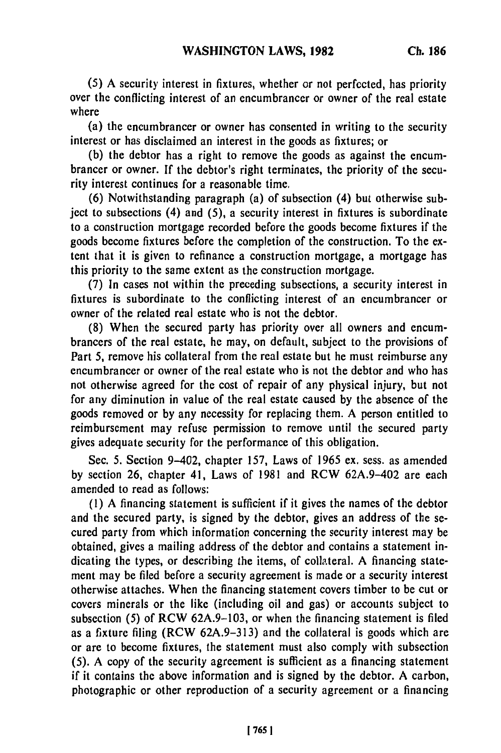(5) A security interest in fixtures, whether or not perfected, has priority over the conflicting interest of an encumbrancer or owner of the real estate where

(a) the encumbrancer or owner has consented in writing to the security interest or has disclaimed an interest in the goods as fixtures; or

(b) the debtor has a right to remove the goods as against the encumbrancer or owner. If the debtor's right terminates, the priority of the security interest continues for a reasonable time.

(6) Notwithstanding paragraph (a) of subsection (4) but otherwise subject to subsections (4) and (5), a security interest in fixtures is subordinate to a construction mortgage recorded before the goods become fixtures if the goods become fixtures before the completion of the construction. To the extent that it is given to refinance a construction mortgage, a mortgage has this priority to the same extent as the construction mortgage.

(7) In cases not within the preceding subsections, a security interest in fixtures is subordinate to the conflicting interest of an encumbrancer or owner of the related real estate who is not the debtor.

(8) When the secured party has priority over all owners and encumbrancers of the real estate, he may, on default, subject to the provisions of Part 5, remove his collateral from the real estate but he must reimburse any encumbrancer or owner of the real estate who is not the debtor and who has not otherwise agreed for the cost of repair of any physical injury, but not for any diminution in value of the real estate caused by the absence of the goods removed or by any necessity for replacing them. A person entitled to reimbursement may refuse permission to remove until the secured party gives adequate security for the performance of this obligation.

Sec. 5. Section 9-402, chapter 157, Laws of 1965 ex. sess. as amended by section 26, chapter 41, Laws of 1981 and RCW 62A.9-402 are each amended to read as follows:

(1) A financing statement is sufficient if it gives the names of the debtor and the secured party, is signed by the debtor, gives an address of the secured party from which information concerning the security interest may be obtained, gives a mailing address of the debtor and contains a statement indicating the types, or describing the items, of collateral. A financing statement may be filed before a security agreement is made or a security interest otherwise attaches. When the financing statement covers timber to be cut or covers minerals or the like (including oil and gas) or accounts subject to subsection (5) of RCW 62A.9-103, or when the financing statement is filed as a fixture filing (RCW 62A.9-313) and the collateral is goods which are or are to become fixtures, the statement must also comply with subsection (5). A copy of the security agreement is sufficient as a financing statement if it contains the above information and is signed by the debtor. A carbon, photographic or other reproduction of a security agreement or a financing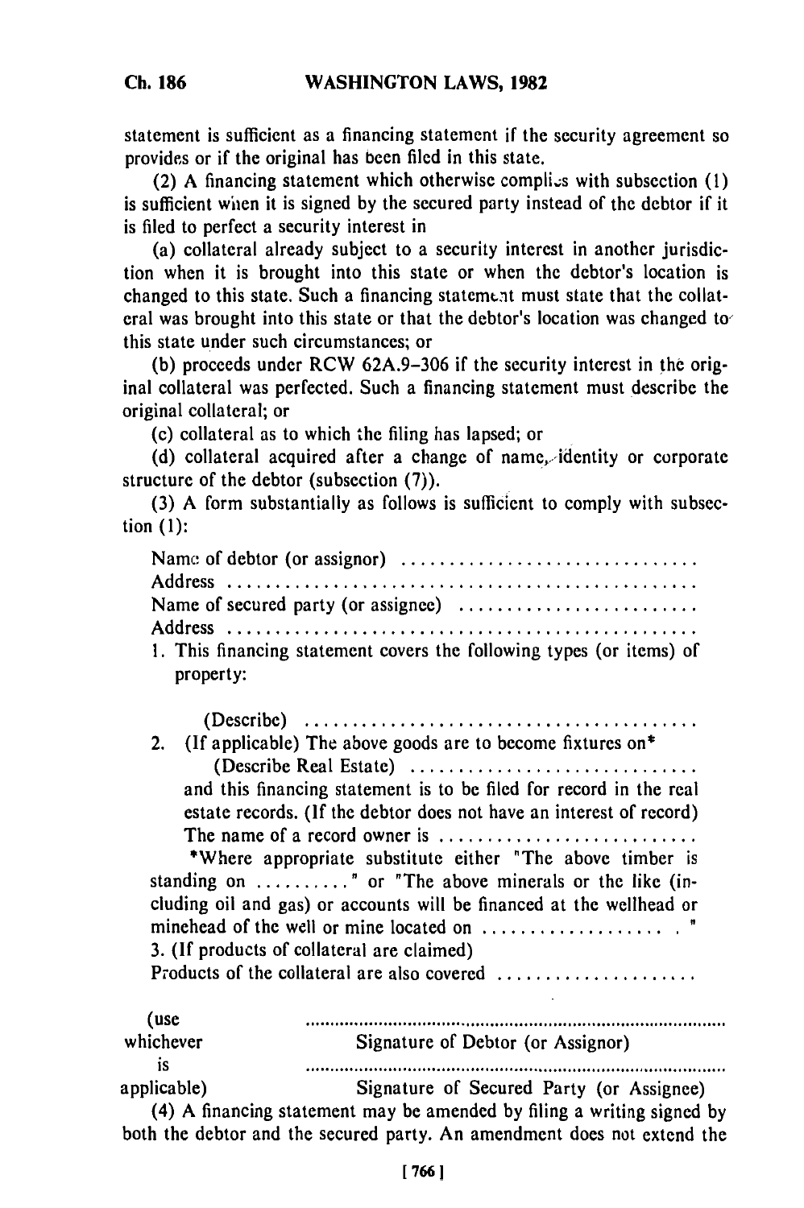statement is sufficient as a financing statement if the security agreement so provides or if the original has been filed in this state.

(2) A financing statement which otherwise complies with subsection (1) is sufficient when it is signed by the secured party instead of the debtor if it is filed to perfect a security interest in

(a) collateral already subject to a security interest in another jurisdiction when it is brought into this state or when the debtor's location is changed to this state. Such a financing statement must state that the collateral was brought into this state or that the debtor's location was changed to this state under such circumstances; or

(b) proceeds under RCW 62A.9-306 if the security interest in the original collateral was perfected. Such a financing statement must describe the original collateral; or

(c) collateral as to which the filing has lapsed; or

(d) collateral acquired after a change of name, identity or corporate structure of the debtor (subsection (7)).

(3) A form substantially as follows is sufficient to comply with subsection (1):

Name of debtor (or assignor) ..............................
Address ................................................
Name of secured party (or assignee) ........................
Address ................................................

1. This financing statement covers the following types (or items) of property:

   (Describe) ........................................

2. (If applicable) The above goods are to become fixtures on*
   (Describe Real Estate) .............................
   and this financing statement is to be filed for record in the real estate records. (If the debtor does not have an interest of record) The name of a record owner is ..........................

   *Where appropriate substitute either "The above timber is standing on .........." or "The above minerals or the like (including oil and gas) or accounts will be financed at the wellhead or minehead of the well or mine located on ................... ."

3. (If products of collateral are claimed)
   Products of the collateral are also covered .....................

(use whichever is applicable)

..........................................................................
Signature of Debtor (or Assignor)

..........................................................................
Signature of Secured Party (or Assignee)

(4) A financing statement may be amended by filing a writing signed by both the debtor and the secured party. An amendment does not extend the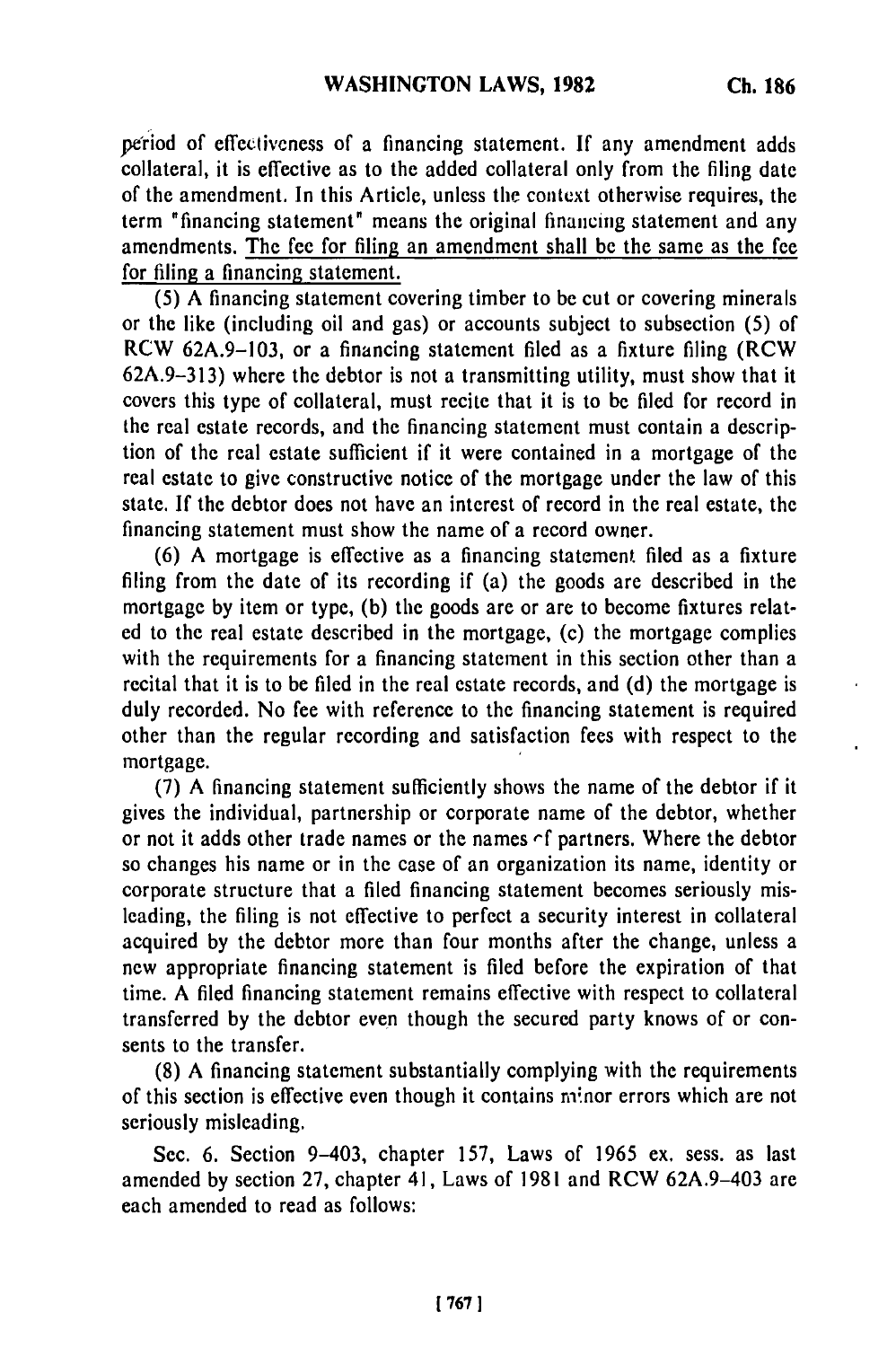period of effectiveness of a financing statement. If any amendment adds collateral, it is effective as to the added collateral only from the filing date of the amendment. In this Article, unless the context otherwise requires, the term "financing statement" means the original financing statement and any amendments. <u>The fee for filing an amendment shall be the same as the fee for filing a financing statement.</u>

(5) A financing statement covering timber to be cut or covering minerals or the like (including oil and gas) or accounts subject to subsection (5) of RCW 62A.9–103, or a financing statement filed as a fixture filing (RCW 62A.9–313) where the debtor is not a transmitting utility, must show that it covers this type of collateral, must recite that it is to be filed for record in the real estate records, and the financing statement must contain a description of the real estate sufficient if it were contained in a mortgage of the real estate to give constructive notice of the mortgage under the law of this state. If the debtor does not have an interest of record in the real estate, the financing statement must show the name of a record owner.

(6) A mortgage is effective as a financing statement filed as a fixture filing from the date of its recording if (a) the goods are described in the mortgage by item or type, (b) the goods are or are to become fixtures related to the real estate described in the mortgage, (c) the mortgage complies with the requirements for a financing statement in this section other than a recital that it is to be filed in the real estate records, and (d) the mortgage is duly recorded. No fee with reference to the financing statement is required other than the regular recording and satisfaction fees with respect to the mortgage.

(7) A financing statement sufficiently shows the name of the debtor if it gives the individual, partnership or corporate name of the debtor, whether or not it adds other trade names or the names of partners. Where the debtor so changes his name or in the case of an organization its name, identity or corporate structure that a filed financing statement becomes seriously misleading, the filing is not effective to perfect a security interest in collateral acquired by the debtor more than four months after the change, unless a new appropriate financing statement is filed before the expiration of that time. A filed financing statement remains effective with respect to collateral transferred by the debtor even though the secured party knows of or consents to the transfer.

(8) A financing statement substantially complying with the requirements of this section is effective even though it contains minor errors which are not seriously misleading.

Sec. 6. Section 9–403, chapter 157, Laws of 1965 ex. sess. as last amended by section 27, chapter 41, Laws of 1981 and RCW 62A.9–403 are each amended to read as follows: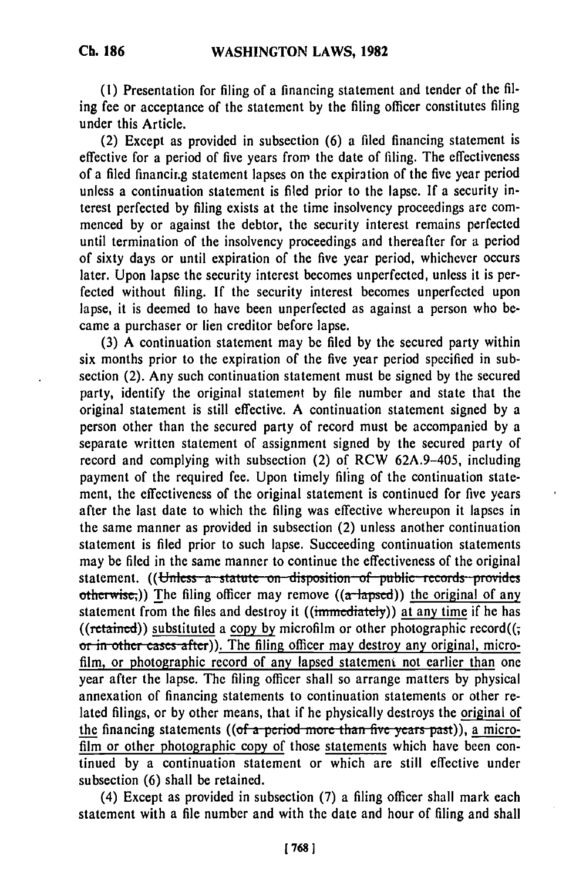(1) Presentation for filing of a financing statement and tender of the filing fee or acceptance of the statement by the filing officer constitutes filing under this Article.

(2) Except as provided in subsection (6) a filed financing statement is effective for a period of five years from the date of filing. The effectiveness of a filed financing statement lapses on the expiration of the five year period unless a continuation statement is filed prior to the lapse. If a security interest perfected by filing exists at the time insolvency proceedings are commenced by or against the debtor, the security interest remains perfected until termination of the insolvency proceedings and thereafter for a period of sixty days or until expiration of the five year period, whichever occurs later. Upon lapse the security interest becomes unperfected, unless it is perfected without filing. If the security interest becomes unperfected upon lapse, it is deemed to have been unperfected as against a person who became a purchaser or lien creditor before lapse.

(3) A continuation statement may be filed by the secured party within six months prior to the expiration of the five year period specified in subsection (2). Any such continuation statement must be signed by the secured party, identify the original statement by file number and state that the original statement is still effective. A continuation statement signed by a person other than the secured party of record must be accompanied by a separate written statement of assignment signed by the secured party of record and complying with subsection (2) of RCW 62A.9-405, including payment of the required fee. Upon timely filing of the continuation statement, the effectiveness of the original statement is continued for five years after the last date to which the filing was effective whereupon it lapses in the same manner as provided in subsection (2) unless another continuation statement is filed prior to such lapse. Succeeding continuation statements may be filed in the same manner to continue the effectiveness of the original statement. ((~~Unless a statute on disposition of public records provides otherwise,~~)) The filing officer may remove ((~~a lapsed~~)) the original of any statement from the files and destroy it ((~~immediately~~)) at any time if he has ((~~retained~~)) substituted a copy by microfilm or other photographic record((~~; or in other cases after~~)). The filing officer may destroy any original, microfilm, or photographic record of any lapsed statement not earlier than one year after the lapse. The filing officer shall so arrange matters by physical annexation of financing statements to continuation statements or other related filings, or by other means, that if he physically destroys the original of the financing statements ((~~of a period more than five years past~~)), a microfilm or other photographic copy of those statements which have been continued by a continuation statement or which are still effective under subsection (6) shall be retained.

(4) Except as provided in subsection (7) a filing officer shall mark each statement with a file number and with the date and hour of filing and shall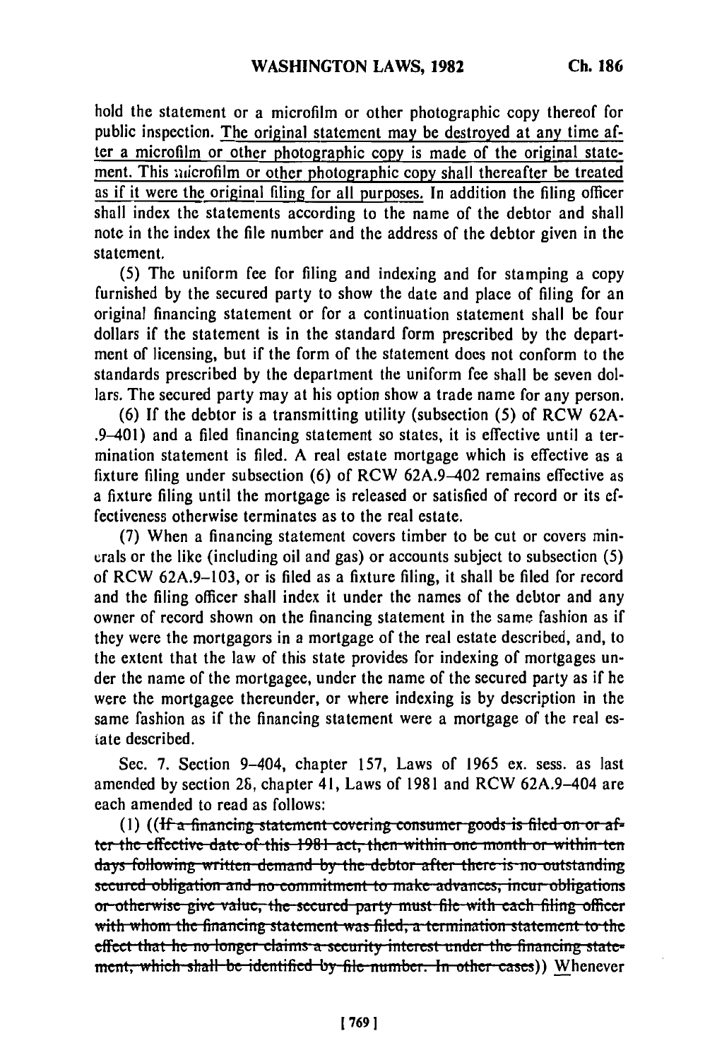hold the statement or a microfilm or other photographic copy thereof for public inspection. The original statement may be destroyed at any time after a microfilm or other photographic copy is made of the original statement. This microfilm or other photographic copy shall thereafter be treated as if it were the original filing for all purposes. In addition the filing officer shall index the statements according to the name of the debtor and shall note in the index the file number and the address of the debtor given in the statement.

(5) The uniform fee for filing and indexing and for stamping a copy furnished by the secured party to show the date and place of filing for an original financing statement or for a continuation statement shall be four dollars if the statement is in the standard form prescribed by the department of licensing, but if the form of the statement does not conform to the standards prescribed by the department the uniform fee shall be seven dollars. The secured party may at his option show a trade name for any person.

(6) If the debtor is a transmitting utility (subsection (5) of RCW 62A-.9-401) and a filed financing statement so states, it is effective until a termination statement is filed. A real estate mortgage which is effective as a fixture filing under subsection (6) of RCW 62A.9-402 remains effective as a fixture filing until the mortgage is released or satisfied of record or its effectiveness otherwise terminates as to the real estate.

(7) When a financing statement covers timber to be cut or covers minerals or the like (including oil and gas) or accounts subject to subsection (5) of RCW 62A.9-103, or is filed as a fixture filing, it shall be filed for record and the filing officer shall index it under the names of the debtor and any owner of record shown on the financing statement in the same fashion as if they were the mortgagors in a mortgage of the real estate described, and, to the extent that the law of this state provides for indexing of mortgages under the name of the mortgagee, under the name of the secured party as if he were the mortgagee thereunder, or where indexing is by description in the same fashion as if the financing statement were a mortgage of the real estate described.

Sec. 7. Section 9-404, chapter 157, Laws of 1965 ex. sess. as last amended by section 26, chapter 41, Laws of 1981 and RCW 62A.9-404 are each amended to read as follows:

(1) ((~~If a financing statement covering consumer goods is filed on or after the effective date of this 1981 act, then within one month or within ten days following written demand by the debtor after there is no outstanding secured obligation and no commitment to make advances, incur obligations or otherwise give value, the secured party must file with each filing officer with whom the financing statement was filed, a termination statement to the effect that he no longer claims a security interest under the financing statement, which shall be identified by file number. In other cases~~)) Whenever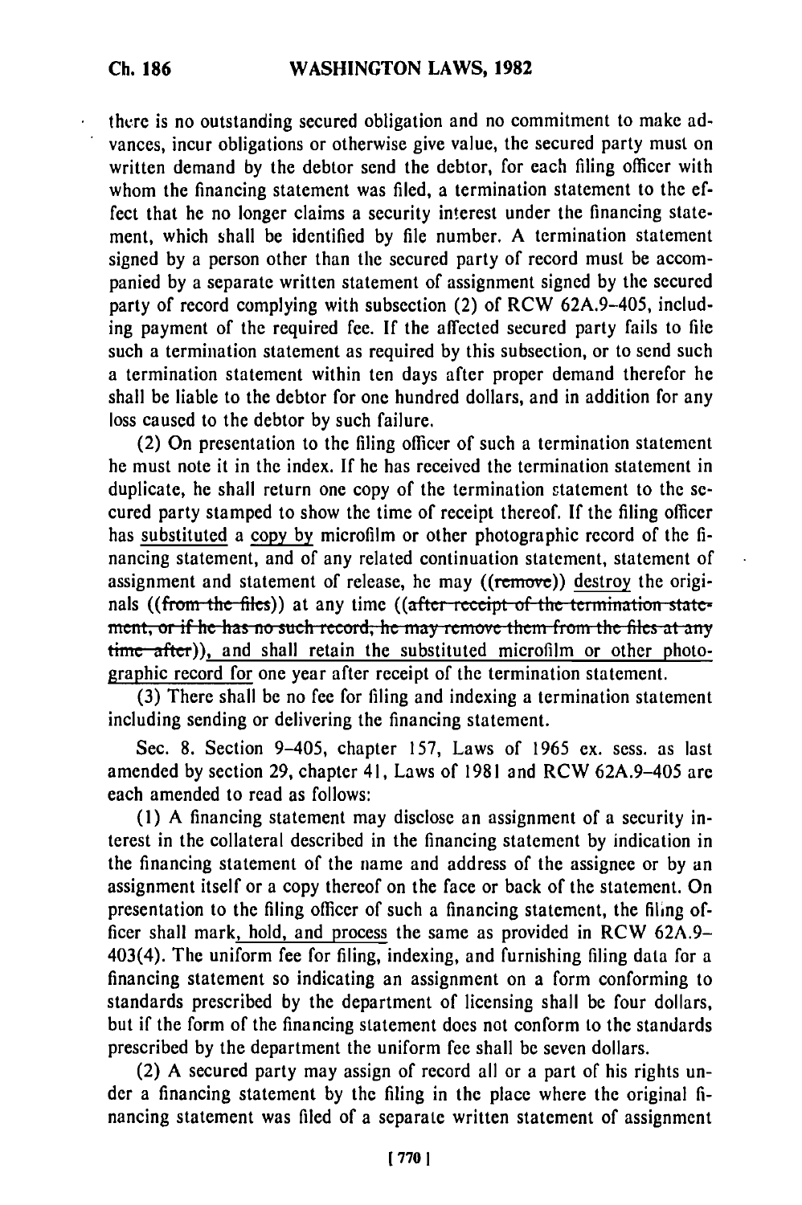there is no outstanding secured obligation and no commitment to make advances, incur obligations or otherwise give value, the secured party must on written demand by the debtor send the debtor, for each filing officer with whom the financing statement was filed, a termination statement to the effect that he no longer claims a security interest under the financing statement, which shall be identified by file number. A termination statement signed by a person other than the secured party of record must be accompanied by a separate written statement of assignment signed by the secured party of record complying with subsection (2) of RCW 62A.9-405, including payment of the required fee. If the affected secured party fails to file such a termination statement as required by this subsection, or to send such a termination statement within ten days after proper demand therefor he shall be liable to the debtor for one hundred dollars, and in addition for any loss caused to the debtor by such failure.

(2) On presentation to the filing officer of such a termination statement he must note it in the index. If he has received the termination statement in duplicate, he shall return one copy of the termination statement to the secured party stamped to show the time of receipt thereof. If the filing officer has substituted a copy by microfilm or other photographic record of the financing statement, and of any related continuation statement, statement of assignment and statement of release, he may ((~~remove~~)) destroy the originals ((~~from the files~~)) at any time ((~~after receipt of the termination statement, or if he has no such record, he may remove them from the files at any time after~~)), and shall retain the substituted microfilm or other photographic record for one year after receipt of the termination statement.

(3) There shall be no fee for filing and indexing a termination statement including sending or delivering the financing statement.

Sec. 8. Section 9-405, chapter 157, Laws of 1965 ex. sess. as last amended by section 29, chapter 41, Laws of 1981 and RCW 62A.9-405 are each amended to read as follows:

(1) A financing statement may disclose an assignment of a security interest in the collateral described in the financing statement by indication in the financing statement of the name and address of the assignee or by an assignment itself or a copy thereof on the face or back of the statement. On presentation to the filing officer of such a financing statement, the filing officer shall mark, hold, and process the same as provided in RCW 62A.9-403(4). The uniform fee for filing, indexing, and furnishing filing data for a financing statement so indicating an assignment on a form conforming to standards prescribed by the department of licensing shall be four dollars, but if the form of the financing statement does not conform to the standards prescribed by the department the uniform fee shall be seven dollars.

(2) A secured party may assign of record all or a part of his rights under a financing statement by the filing in the place where the original financing statement was filed of a separate written statement of assignment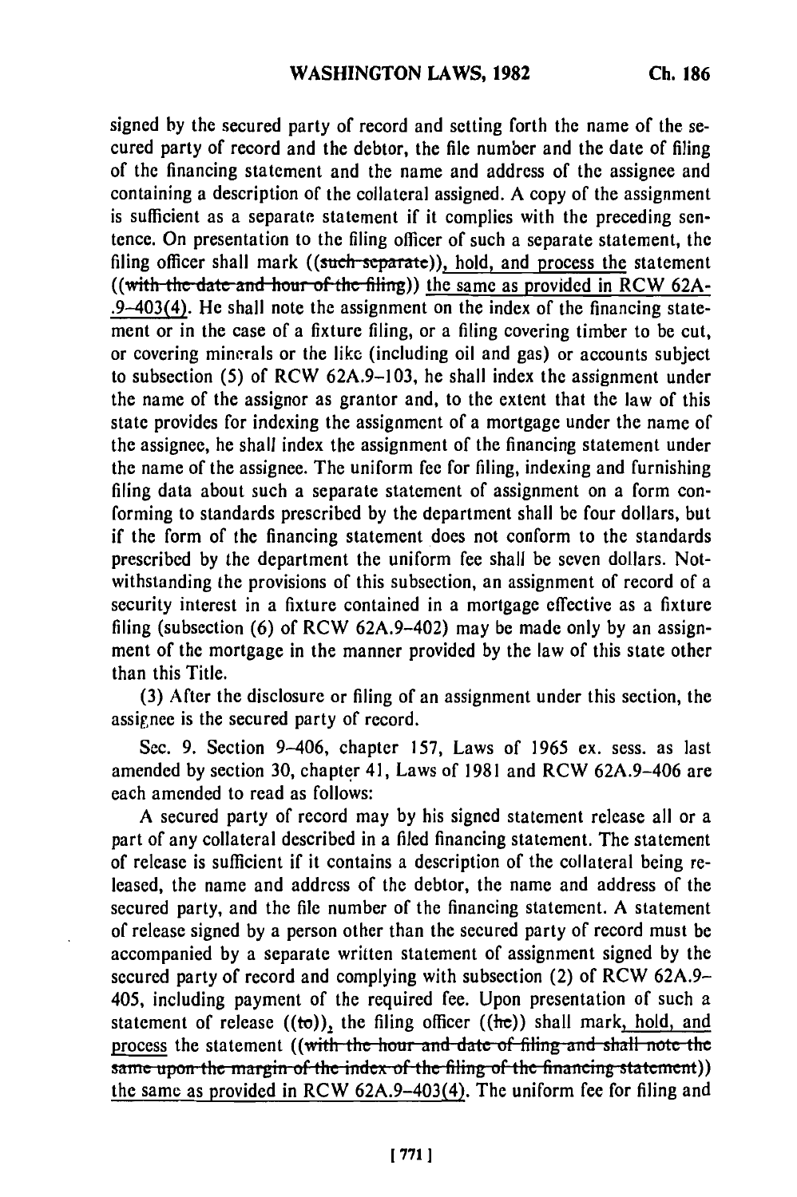signed by the secured party of record and setting forth the name of the secured party of record and the debtor, the file number and the date of filing of the financing statement and the name and address of the assignee and containing a description of the collateral assigned. A copy of the assignment is sufficient as a separate statement if it complies with the preceding sentence. On presentation to the filing officer of such a separate statement, the filing officer shall mark ((~~such separate~~)), hold, and process the statement ((~~with the date and hour of the filing~~)) the same as provided in RCW 62A-.9-403(4). He shall note the assignment on the index of the financing statement or in the case of a fixture filing, or a filing covering timber to be cut, or covering minerals or the like (including oil and gas) or accounts subject to subsection (5) of RCW 62A.9-103, he shall index the assignment under the name of the assignor as grantor and, to the extent that the law of this state provides for indexing the assignment of a mortgage under the name of the assignee, he shall index the assignment of the financing statement under the name of the assignee. The uniform fee for filing, indexing and furnishing filing data about such a separate statement of assignment on a form conforming to standards prescribed by the department shall be four dollars, but if the form of the financing statement does not conform to the standards prescribed by the department the uniform fee shall be seven dollars. Notwithstanding the provisions of this subsection, an assignment of record of a security interest in a fixture contained in a mortgage effective as a fixture filing (subsection (6) of RCW 62A.9-402) may be made only by an assignment of the mortgage in the manner provided by the law of this state other than this Title.

(3) After the disclosure or filing of an assignment under this section, the assignee is the secured party of record.

Sec. 9. Section 9-406, chapter 157, Laws of 1965 ex. sess. as last amended by section 30, chapter 41, Laws of 1981 and RCW 62A.9-406 are each amended to read as follows:

A secured party of record may by his signed statement release all or a part of any collateral described in a filed financing statement. The statement of release is sufficient if it contains a description of the collateral being released, the name and address of the debtor, the name and address of the secured party, and the file number of the financing statement. A statement of release signed by a person other than the secured party of record must be accompanied by a separate written statement of assignment signed by the secured party of record and complying with subsection (2) of RCW 62A.9-405, including payment of the required fee. Upon presentation of such a statement of release ((~~to~~)), the filing officer ((~~he~~)) shall mark, hold, and process the statement ((~~with the hour and date of filing and shall note the same upon the margin of the index of the filing of the financing statement~~)) the same as provided in RCW 62A.9-403(4). The uniform fee for filing and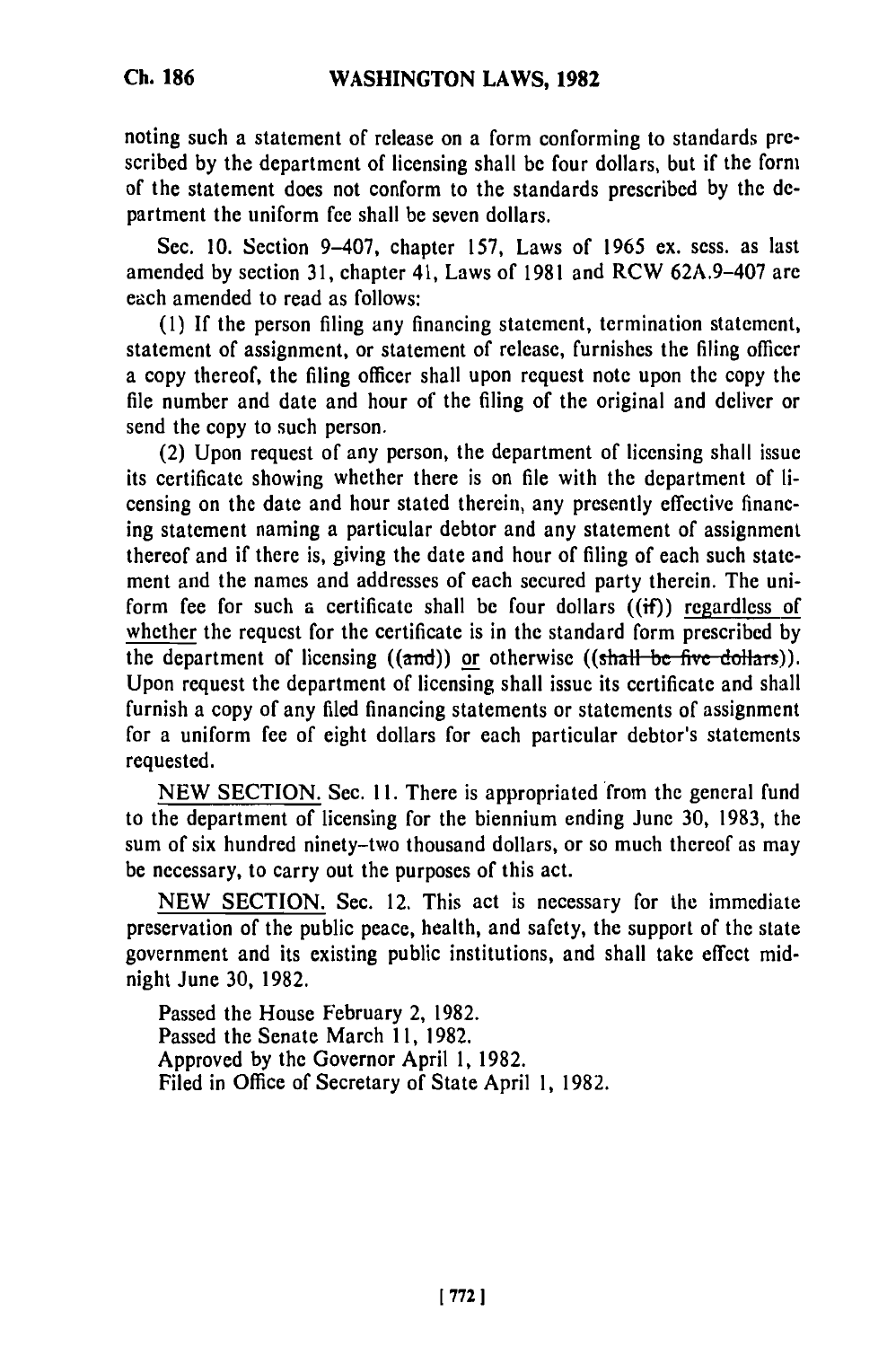noting such a statement of release on a form conforming to standards prescribed by the department of licensing shall be four dollars, but if the form of the statement does not conform to the standards prescribed by the department the uniform fee shall be seven dollars.

Sec. 10. Section 9-407, chapter 157, Laws of 1965 ex. sess. as last amended by section 31, chapter 41, Laws of 1981 and RCW 62A.9-407 are each amended to read as follows:

(1) If the person filing any financing statement, termination statement, statement of assignment, or statement of release, furnishes the filing officer a copy thereof, the filing officer shall upon request note upon the copy the file number and date and hour of the filing of the original and deliver or send the copy to such person.

(2) Upon request of any person, the department of licensing shall issue its certificate showing whether there is on file with the department of licensing on the date and hour stated therein, any presently effective financing statement naming a particular debtor and any statement of assignment thereof and if there is, giving the date and hour of filing of each such statement and the names and addresses of each secured party therein. The uniform fee for such a certificate shall be four dollars ((if)) regardless of whether the request for the certificate is in the standard form prescribed by the department of licensing ((and)) or otherwise ((~~shall be five dollars~~)). Upon request the department of licensing shall issue its certificate and shall furnish a copy of any filed financing statements or statements of assignment for a uniform fee of eight dollars for each particular debtor's statements requested.

NEW SECTION. Sec. 11. There is appropriated from the general fund to the department of licensing for the biennium ending June 30, 1983, the sum of six hundred ninety-two thousand dollars, or so much thereof as may be necessary, to carry out the purposes of this act.

NEW SECTION. Sec. 12. This act is necessary for the immediate preservation of the public peace, health, and safety, the support of the state government and its existing public institutions, and shall take effect midnight June 30, 1982.

Passed the House February 2, 1982.
Passed the Senate March 11, 1982.
Approved by the Governor April 1, 1982.
Filed in Office of Secretary of State April 1, 1982.